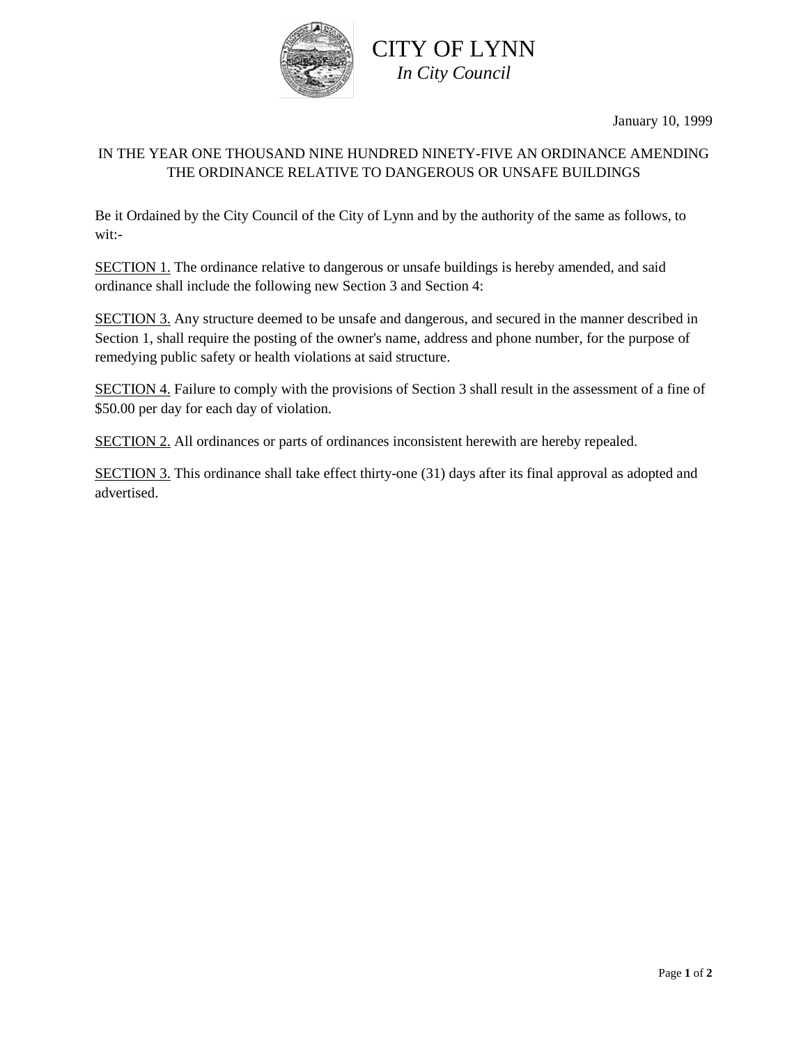# CITY OF LYNN

*In City Council*

January 10, 1999

IN THE YEAR ONE THOUSAND NINE HUNDRED NINETY-FIVE AN ORDINANCE AMENDING THE ORDINANCE RELATIVE TO DANGEROUS OR UNSAFE BUILDINGS

Be it Ordained by the City Council of the City of Lynn and by the authority of the same as follows, to wit:-

<u>SECTION 1.</u> The ordinance relative to dangerous or unsafe buildings is hereby amended, and said ordinance shall include the following new Section 3 and Section 4:

<u>SECTION 3.</u> Any structure deemed to be unsafe and dangerous, and secured in the manner described in Section 1, shall require the posting of the owner's name, address and phone number, for the purpose of remedying public safety or health violations at said structure.

<u>SECTION 4.</u> Failure to comply with the provisions of Section 3 shall result in the assessment of a fine of $50.00 per day for each day of violation.

<u>SECTION 2.</u> All ordinances or parts of ordinances inconsistent herewith are hereby repealed.

<u>SECTION 3.</u> This ordinance shall take effect thirty-one (31) days after its final approval as adopted and advertised.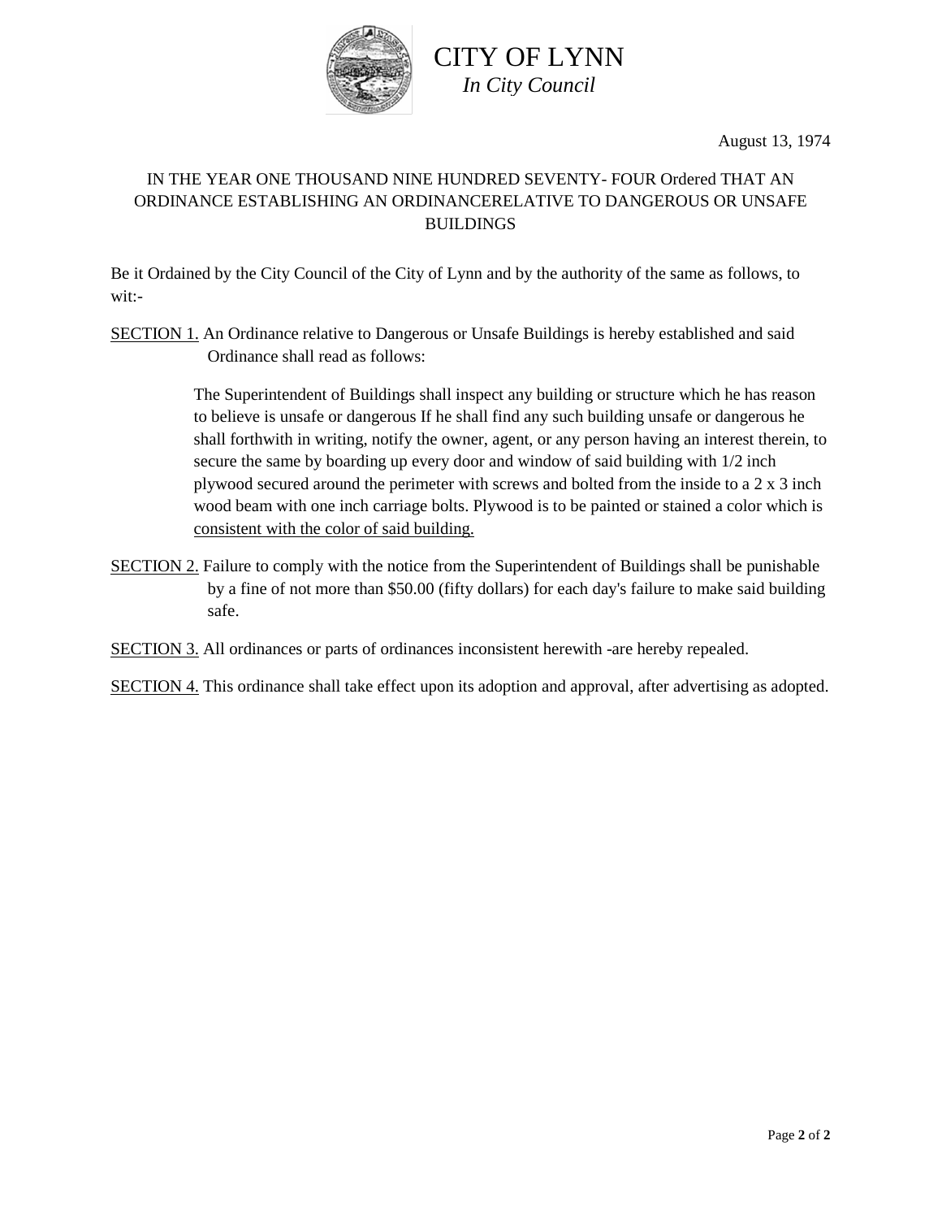# CITY OF LYNN

*In City Council*

August 13, 1974

IN THE YEAR ONE THOUSAND NINE HUNDRED SEVENTY- FOUR Ordered THAT AN ORDINANCE ESTABLISHING AN ORDINANCERELATIVE TO DANGEROUS OR UNSAFE BUILDINGS

Be it Ordained by the City Council of the City of Lynn and by the authority of the same as follows, to wit:-

SECTION 1. An Ordinance relative to Dangerous or Unsafe Buildings is hereby established and said Ordinance shall read as follows:

> The Superintendent of Buildings shall inspect any building or structure which he has reason to believe is unsafe or dangerous If he shall find any such building unsafe or dangerous he shall forthwith in writing, notify the owner, agent, or any person having an interest therein, to secure the same by boarding up every door and window of said building with 1/2 inch plywood secured around the perimeter with screws and bolted from the inside to a 2 x 3 inch wood beam with one inch carriage bolts. Plywood is to be painted or stained a color which is consistent with the color of said building.

SECTION 2. Failure to comply with the notice from the Superintendent of Buildings shall be punishable by a fine of not more than $50.00 (fifty dollars) for each day's failure to make said building safe.

SECTION 3. All ordinances or parts of ordinances inconsistent herewith -are hereby repealed.

SECTION 4. This ordinance shall take effect upon its adoption and approval, after advertising as adopted.